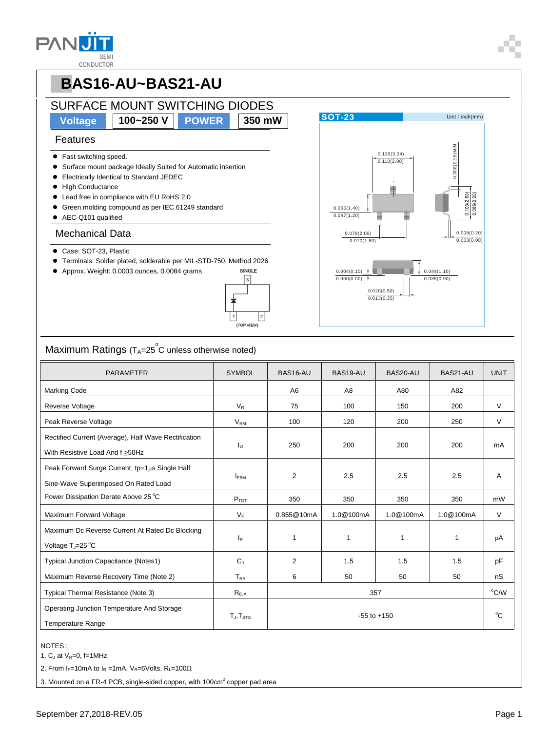# BAS16-AU~BAS21-AU

## SURFACE MOUNT SWITCHING DIODES

| Voltage | 100~250 V | POWER | 350 mW |
|---|---|---|---|

### Features

- Fast switching speed.
- Surface mount package Ideally Suited for Automatic insertion
- Electrically Identical to Standard JEDEC
- High Conductance
- Lead free in compliance with EU RoHS 2.0
- Green molding compound as per IEC 61249 standard
- AEC-Q101 qualified

### Mechanical Data

- Case: SOT-23, Plastic
- Terminals: Solder plated, solderable per MIL-STD-750, Method 2026
- Approx. Weight: 0.0003 ounces, 0.0084 grams

SINGLE

(TOP VIEW)

SOT-23 Unit : inch(mm)

0.120(3.04) 0.110(2.80)
0.006(0.15)MIN.
0.056(1.40) 0.047(1.20)
0.103(2.60) 0.086(2.20)
0.079(2.00) 0.070(1.80)
0.008(0.20) 0.003(0.08)
0.004(0.10) 0.000(0.00)
0.044(1.10) 0.035(0.90)
0.020(0.50) 0.013(0.35)

## Maximum Ratings ($T_A$=25°C unless otherwise noted)

| PARAMETER | SYMBOL | BAS16-AU | BAS19-AU | BAS20-AU | BAS21-AU | UNIT |
|---|---|---|---|---|---|---|
| Marking Code | | A6 | A8 | A80 | A82 | |
| Reverse Voltage | $V_R$ | 75 | 100 | 150 | 200 | V |
| Peak Reverse Voltage | $V_{RM}$ | 100 | 120 | 200 | 250 | V |
| Rectified Current (Average), Half Wave Rectification With Resistive Load And f >50Hz | $I_O$ | 250 | 200 | 200 | 200 | mA |
| Peak Forward Surge Current, tp=1μs Single Half Sine-Wave Superimposed On Rated Load | $I_{FSM}$ | 2 | 2.5 | 2.5 | 2.5 | A |
| Power Dissipation Derate Above 25°C | $P_{TOT}$ | 350 | 350 | 350 | 350 | mW |
| Maximum Forward Voltage | $V_F$ | 0.855@10mA | 1.0@100mA | 1.0@100mA | 1.0@100mA | V |
| Maximum Dc Reverse Current At Rated Dc Blocking Voltage $T_J$=25°C | $I_R$ | 1 | 1 | 1 | 1 | μA |
| Typical Junction Capacitance (Notes1) | $C_J$ | 2 | 1.5 | 1.5 | 1.5 | pF |
| Maximum Reverse Recovery Time (Note 2) | $T_{RR}$ | 6 | 50 | 50 | 50 | nS |
| Typical Thermal Resistance (Note 3) | $R_{θJA}$ | 357 | | | | °C/W |
| Operating Junction Temperature And Storage Temperature Range | $T_J$,$T_{STG}$ | -55 to +150 | | | | °C |

NOTES :

1. $C_J$ at $V_R$=0, f=1MHz
2. From $I_F$=10mA to $I_R$ =1mA, $V_R$=6Volts, $R_L$=100Ω
3. Mounted on a FR-4 PCB, single-sided copper, with 100cm² copper pad area

September 27,2018-REV.05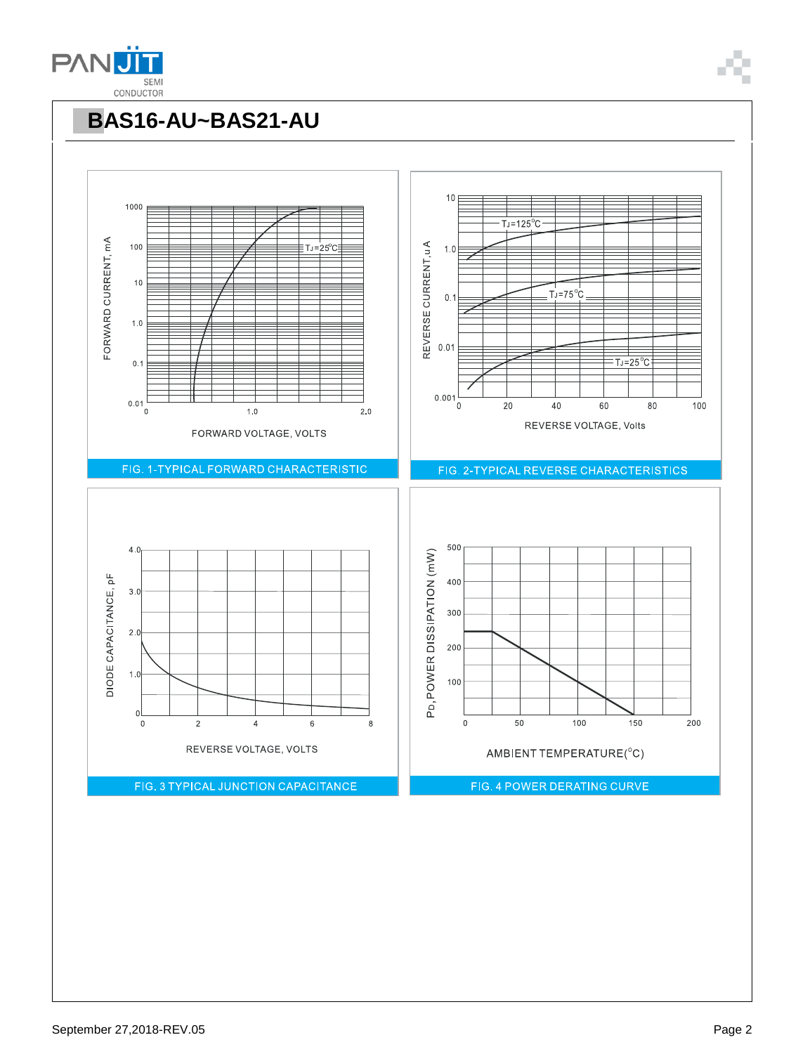## BAS16-AU~BAS21-AU

FORWARD CURRENT, mA

1000

100

10

1.0

0.1

0.01

$T_J$=25°C

0 1.0 2.0

FORWARD VOLTAGE, VOLTS

FIG. 1-TYPICAL FORWARD CHARACTERISTIC

REVERSE CURRENT, uA

10

1.0

0.1

0.01

0.001

$T_J$=125°C

$T_J$=75°C

$T_J$=25°C

0 20 40 60 80 100

REVERSE VOLTAGE, Volts

FIG. 2-TYPICAL REVERSE CHARACTERISTICS

DIODE CAPACITANCE, pF

4.0

3.0

2.0

1.0

0

0 2 4 6 8

REVERSE VOLTAGE, VOLTS

FIG. 3 TYPICAL JUNCTION CAPACITANCE

$P_D$, POWER DISSIPATION (mW)

500

400

300

200

100

0 50 100 150 200

AMBIENT TEMPERATURE(°C)

FIG. 4 POWER DERATING CURVE

September 27,2018-REV.05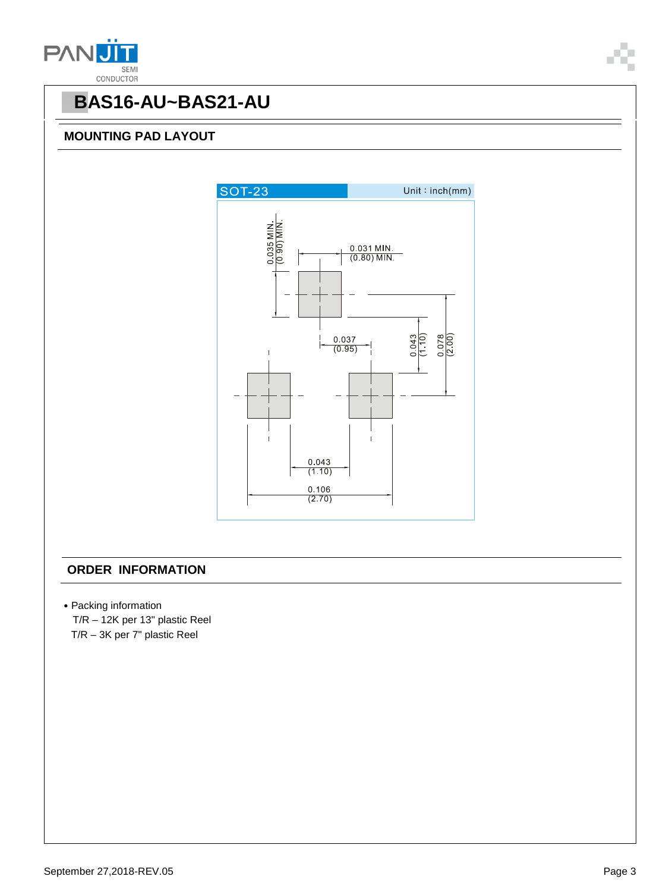# BAS16-AU~BAS21-AU

## MOUNTING PAD LAYOUT

SOT-23 Unit：inch(mm)

0.035 MIN. (0.90) MIN.

0.031 MIN. (0.80) MIN.

0.037 (0.95)

0.043 (1.10)

0.078 (2.00)

0.043 (1.10)

0.106 (2.70)

## ORDER INFORMATION

- Packing information

  T/R – 12K per 13" plastic Reel

  T/R – 3K per 7" plastic Reel

September 27,2018-REV.05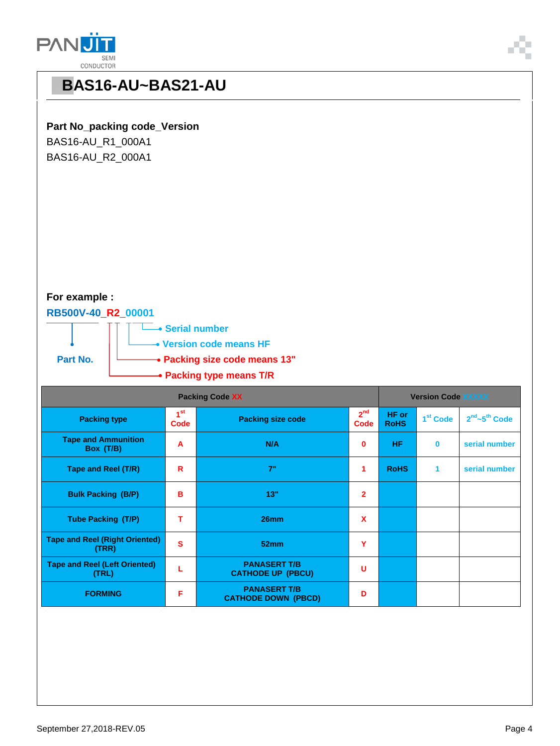# BAS16-AU~BAS21-AU

**Part No_packing code_Version**

BAS16-AU_R1_000A1

BAS16-AU_R2_000A1

**For example :**

**RB500V-40_R2_00001**

- Part No.
- Serial number
- Version code means HF
- Packing size code means 13"
- Packing type means T/R

| Packing Code XX | | | | Version Code XXXXX | | |
|---|---|---|---|---|---|---|
| Packing type | 1st Code | Packing size code | 2nd Code | HF or RoHS | 1st Code | 2nd~5th Code |
| Tape and Ammunition Box (T/B) | A | N/A | 0 | HF | 0 | serial number |
| Tape and Reel (T/R) | R | 7" | 1 | RoHS | 1 | serial number |
| Bulk Packing (B/P) | B | 13" | 2 | | | |
| Tube Packing (T/P) | T | 26mm | X | | | |
| Tape and Reel (Right Oriented) (TRR) | S | 52mm | Y | | | |
| Tape and Reel (Left Oriented) (TRL) | L | PANASERT T/B CATHODE UP (PBCU) | U | | | |
| FORMING | F | PANASERT T/B CATHODE DOWN (PBCD) | D | | | |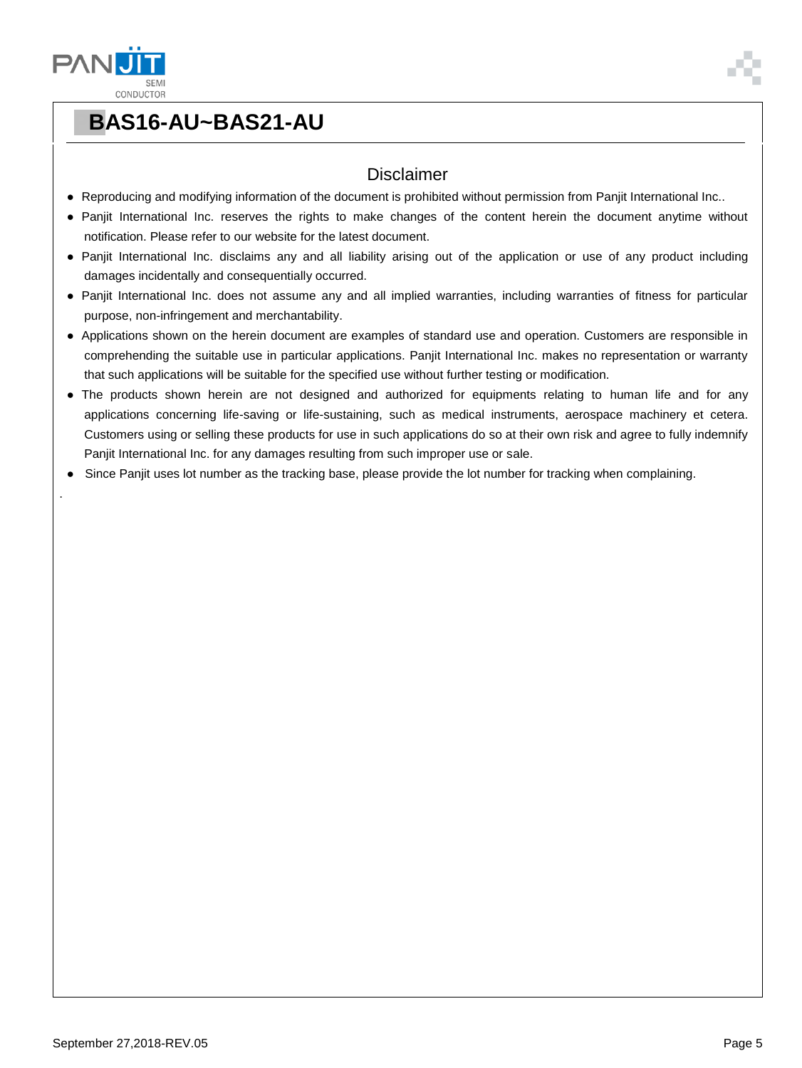## Disclaimer

- Reproducing and modifying information of the document is prohibited without permission from Panjit International Inc..
- Panjit International Inc. reserves the rights to make changes of the content herein the document anytime without notification. Please refer to our website for the latest document.
- Panjit International Inc. disclaims any and all liability arising out of the application or use of any product including damages incidentally and consequentially occurred.
- Panjit International Inc. does not assume any and all implied warranties, including warranties of fitness for particular purpose, non-infringement and merchantability.
- Applications shown on the herein document are examples of standard use and operation. Customers are responsible in comprehending the suitable use in particular applications. Panjit International Inc. makes no representation or warranty that such applications will be suitable for the specified use without further testing or modification.
- The products shown herein are not designed and authorized for equipments relating to human life and for any applications concerning life-saving or life-sustaining, such as medical instruments, aerospace machinery et cetera. Customers using or selling these products for use in such applications do so at their own risk and agree to fully indemnify Panjit International Inc. for any damages resulting from such improper use or sale.
- Since Panjit uses lot number as the tracking base, please provide the lot number for tracking when complaining.